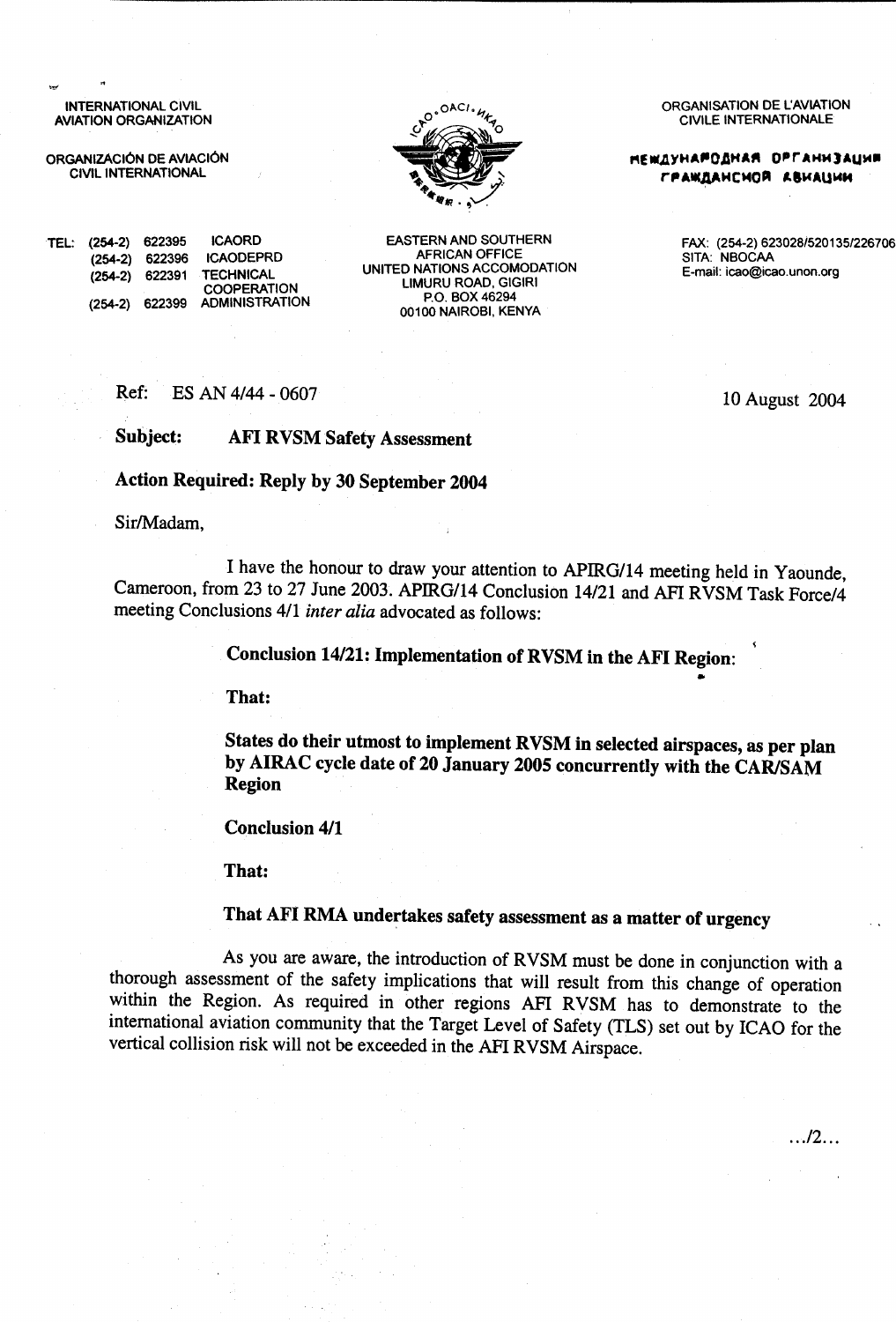INTERNATIONAL CIVIL AVIATION ORGANIZATION

ORGANIZACIÓN DE AVIACIÓN CIVIL INTERNATIONAL

ORGANISATION DE L'AVIATION CIVILE INTERNATIONALE

МЕЖДУНАРОДНАЯ ОРГАНИЗАЦИЯ ГРАЖДАНСКОЙ АВИАЦИИ

| TEL: | | |
|---|---|---|
| (254-2) | 622395 | ICAORD |
| (254-2) | 622396 | ICAODEPRD |
| (254-2) | 622391 | TECHNICAL COOPERATION |
| (254-2) | 622399 | ADMINISTRATION |

EASTERN AND SOUTHERN AFRICAN OFFICE
UNITED NATIONS ACCOMODATION
LIMURU ROAD, GIGIRI
P.O. BOX 46294
00100 NAIROBI, KENYA

FAX: (254-2) 623028/520135/226706
SITA: NBOCAA
E-mail: icao@icao.unon.org

Ref: ES AN 4/44 - 0607

10 August 2004

**Subject: AFI RVSM Safety Assessment**

**Action Required: Reply by 30 September 2004**

Sir/Madam,

I have the honour to draw your attention to APIRG/14 meeting held in Yaounde, Cameroon, from 23 to 27 June 2003. APIRG/14 Conclusion 14/21 and AFI RVSM Task Force/4 meeting Conclusions 4/1 *inter alia* advocated as follows:

**Conclusion 14/21: Implementation of RVSM in the AFI Region:**

**That:**

**States do their utmost to implement RVSM in selected airspaces, as per plan by AIRAC cycle date of 20 January 2005 concurrently with the CAR/SAM Region**

**Conclusion 4/1**

**That:**

**That AFI RMA undertakes safety assessment as a matter of urgency**

As you are aware, the introduction of RVSM must be done in conjunction with a thorough assessment of the safety implications that will result from this change of operation within the Region. As required in other regions AFI RVSM has to demonstrate to the international aviation community that the Target Level of Safety (TLS) set out by ICAO for the vertical collision risk will not be exceeded in the AFI RVSM Airspace.

.../2...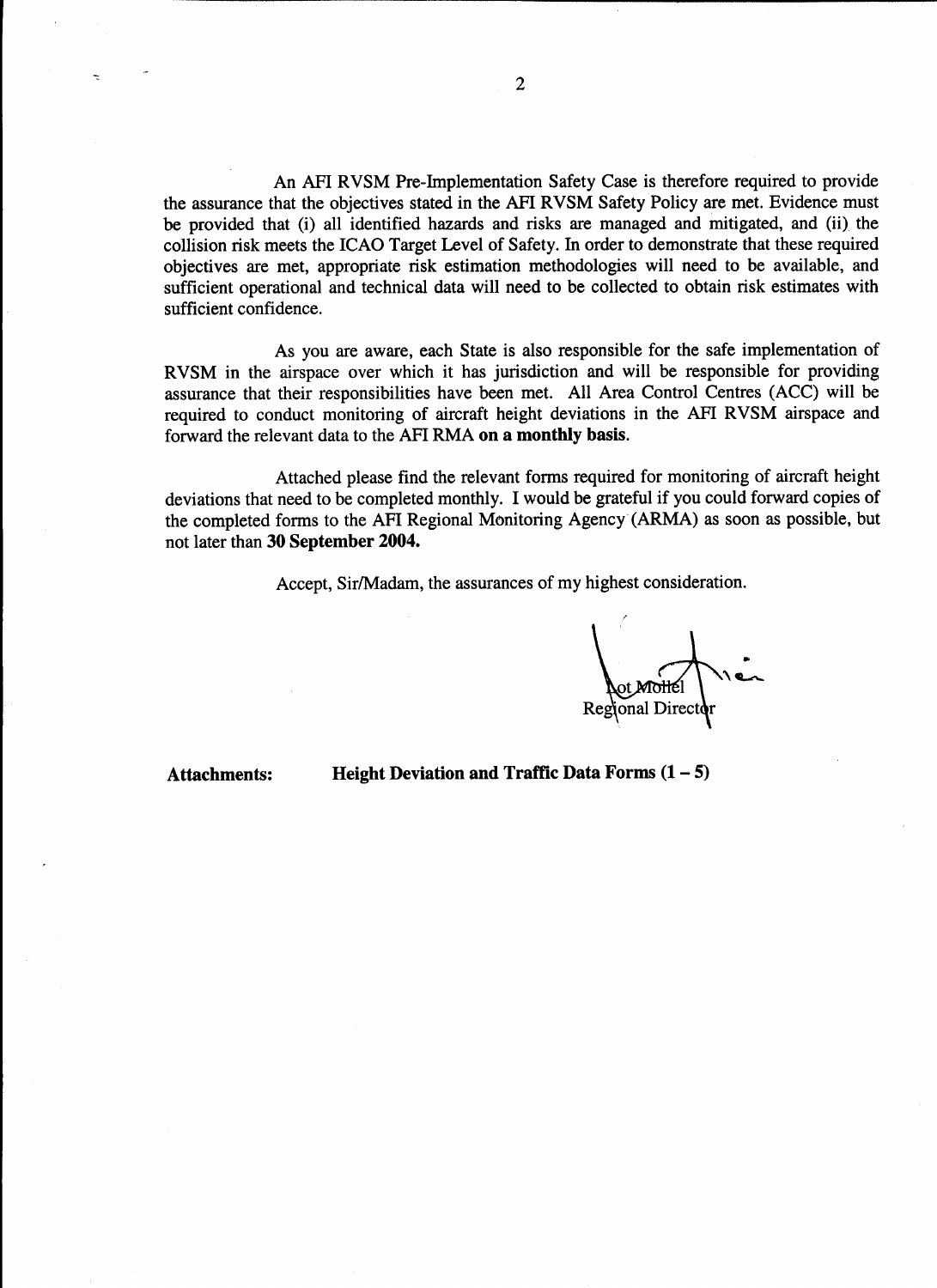An AFI RVSM Pre-Implementation Safety Case is therefore required to provide the assurance that the objectives stated in the AFI RVSM Safety Policy are met. Evidence must be provided that (i) all identified hazards and risks are managed and mitigated, and (ii) the collision risk meets the ICAO Target Level of Safety. In order to demonstrate that these required objectives are met, appropriate risk estimation methodologies will need to be available, and sufficient operational and technical data will need to be collected to obtain risk estimates with sufficient confidence.

As you are aware, each State is also responsible for the safe implementation of RVSM in the airspace over which it has jurisdiction and will be responsible for providing assurance that their responsibilities have been met. All Area Control Centres (ACC) will be required to conduct monitoring of aircraft height deviations in the AFI RVSM airspace and forward the relevant data to the AFI RMA **on a monthly basis.**

Attached please find the relevant forms required for monitoring of aircraft height deviations that need to be completed monthly. I would be grateful if you could forward copies of the completed forms to the AFI Regional Monitoring Agency (ARMA) as soon as possible, but not later than **30 September 2004.**

Accept, Sir/Madam, the assurances of my highest consideration.

Lot Mollel
Regional Director

**Attachments:** **Height Deviation and Traffic Data Forms (1 – 5)**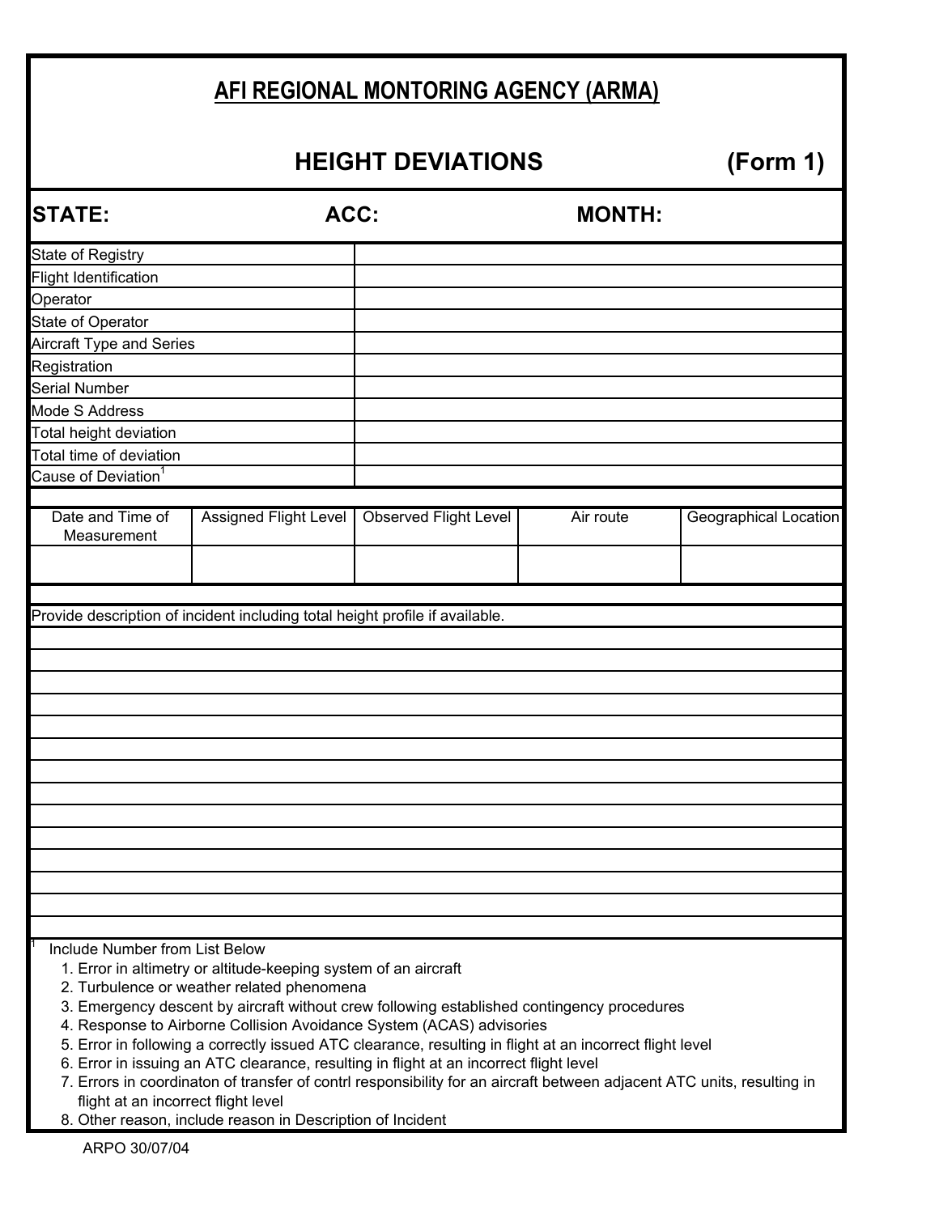# AFI REGIONAL MONTORING AGENCY (ARMA)

## HEIGHT DEVIATIONS (Form 1)

**STATE:** **ACC:** **MONTH:**

| | |
|---|---|
| State of Registry | |
| Flight Identification | |
| Operator | |
| State of Operator | |
| Aircraft Type and Series | |
| Registration | |
| Serial Number | |
| Mode S Address | |
| Total height deviation | |
| Total time of deviation | |
| Cause of Deviation[1] | |

| Date and Time of Measurement | Assigned Flight Level | Observed Flight Level | Air route | Geographical Location |
|---|---|---|---|---|
| | | | | |

Provide description of incident including total height profile if available.

[1] Include Number from List Below

1. Error in altimetry or altitude-keeping system of an aircraft
2. Turbulence or weather related phenomena
3. Emergency descent by aircraft without crew following established contingency procedures
4. Response to Airborne Collision Avoidance System (ACAS) advisories
5. Error in following a correctly issued ATC clearance, resulting in flight at an incorrect flight level
6. Error in issuing an ATC clearance, resulting in flight at an incorrect flight level
7. Errors in coordinaton of transfer of contrl responsibility for an aircraft between adjacent ATC units, resulting in flight at an incorrect flight level
8. Other reason, include reason in Description of Incident

ARPO 30/07/04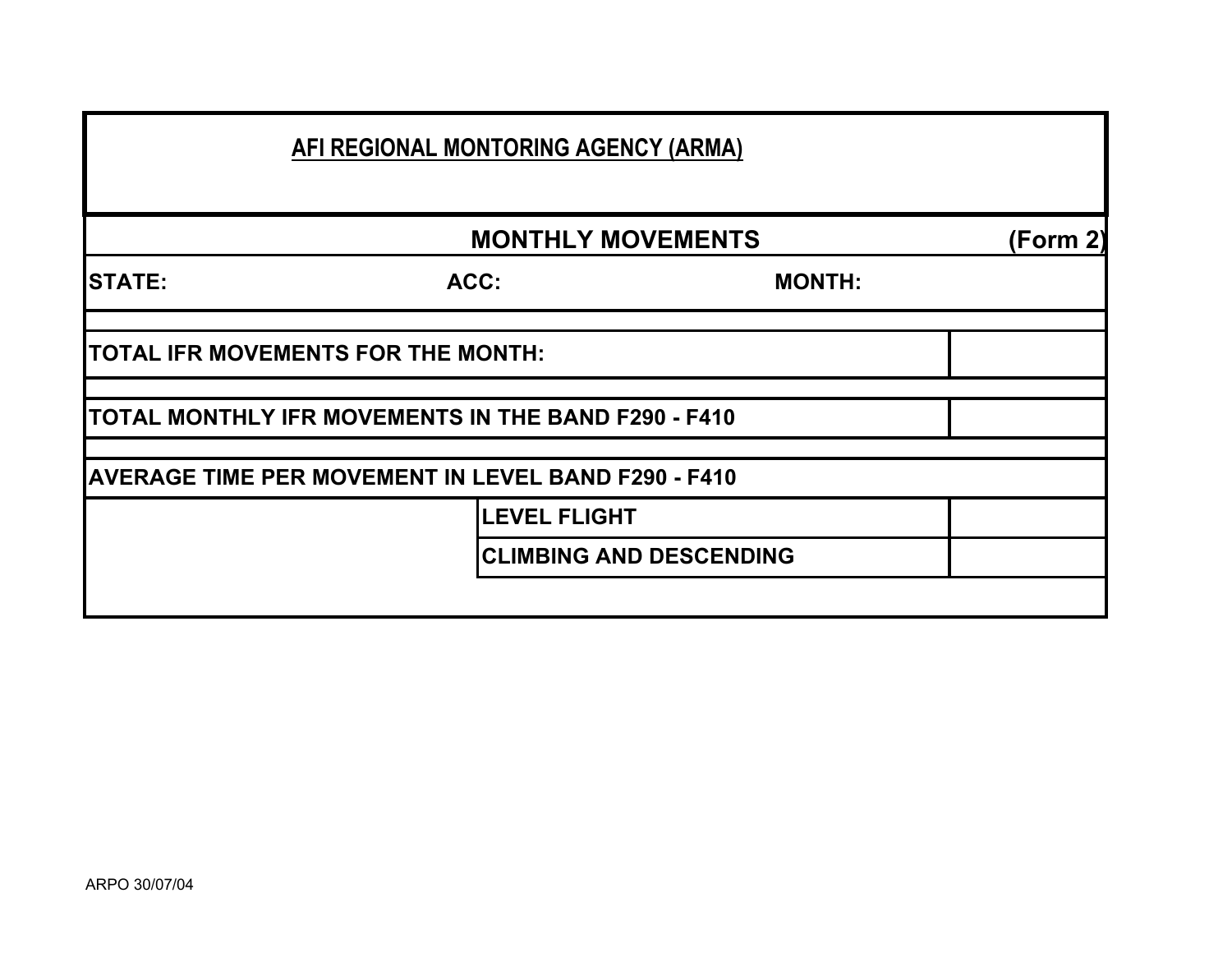## AFI REGIONAL MONTORING AGENCY (ARMA)

| MONTHLY MOVEMENTS | | (Form 2) |
|---|---|---|
| **STATE:** | **ACC:** | **MONTH:** |
| | | |
| **TOTAL IFR MOVEMENTS FOR THE MONTH:** | | |
| | | |
| **TOTAL MONTHLY IFR MOVEMENTS IN THE BAND F290 - F410** | | |
| | | |
| **AVERAGE TIME PER MOVEMENT IN LEVEL BAND F290 - F410** | | |
| | **LEVEL FLIGHT** | |
| | **CLIMBING AND DESCENDING** | |

ARPO 30/07/04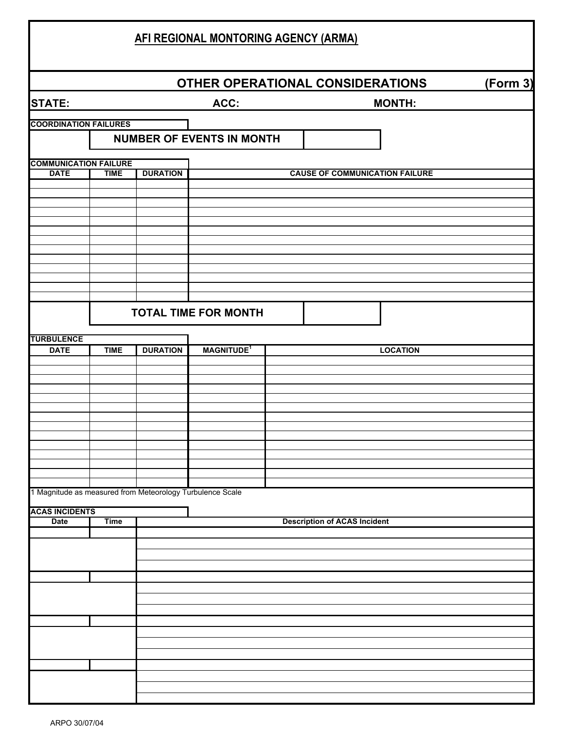# AFI REGIONAL MONTORING AGENCY (ARMA)

## OTHER OPERATIONAL CONSIDERATIONS (Form 3)

**STATE:** **ACC:** **MONTH:**

**COORDINATION FAILURES**

| NUMBER OF EVENTS IN MONTH | |
|---|---|

**COMMUNICATION FAILURE**

| DATE | TIME | DURATION | CAUSE OF COMMUNICATION FAILURE |
|---|---|---|---|
| | | | |
| | | | |
| | | | |
| | | | |
| | | | |
| | | | |
| | | | |
| | | | |
| | | | |
| | | | |
| | | | |
| | | | |
| | | | |

| TOTAL TIME FOR MONTH | |
|---|---|

**TURBULENCE**

| DATE | TIME | DURATION | MAGNITUDE[1] | LOCATION |
|---|---|---|---|---|
| | | | | |
| | | | | |
| | | | | |
| | | | | |
| | | | | |
| | | | | |
| | | | | |
| | | | | |
| | | | | |
| | | | | |
| | | | | |
| | | | | |
| | | | | |
| | | | | |

1 Magnitude as measured from Meteorology Turbulence Scale

**ACAS INCIDENTS**

| Date | Time | Description of ACAS Incident |
|---|---|---|
| | | |
| | | |
| | | |
| | | |
| | | |
| | | |
| | | |
| | | |
| | | |
| | | |
| | | |
| | | |
| | | |
| | | |
| | | |
| | | |

ARPO 30/07/04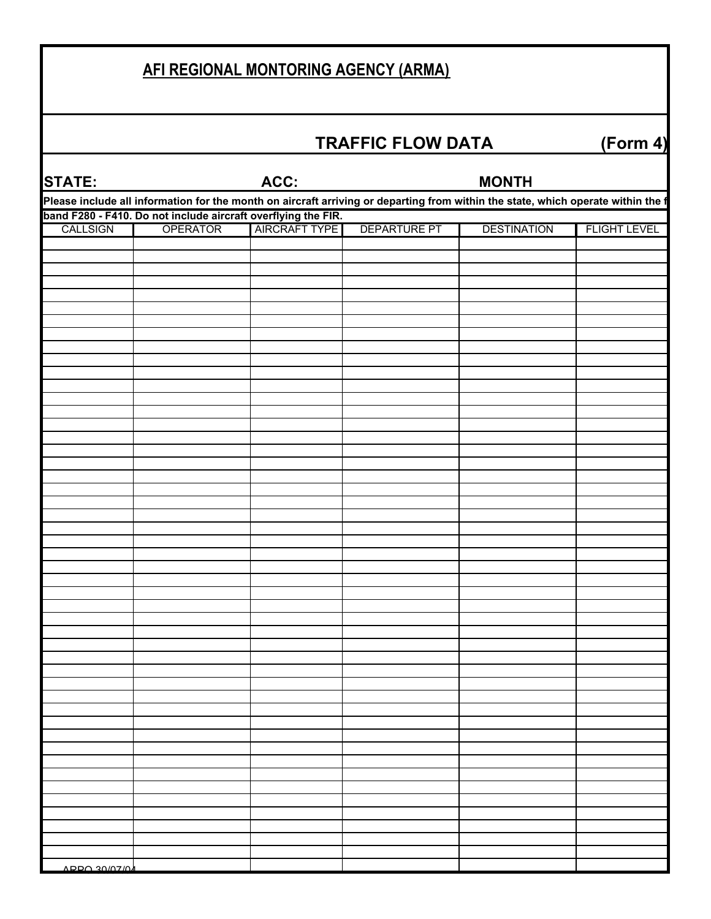# AFI REGIONAL MONTORING AGENCY (ARMA)

## TRAFFIC FLOW DATA (Form 4)

**STATE:** **ACC:** **MONTH**

**Please include all information for the month on aircraft arriving or departing from within the state, which operate within the f band F280 - F410. Do not include aircraft overflying the FIR.**

| CALLSIGN | OPERATOR | AIRCRAFT TYPE | DEPARTURE PT | DESTINATION | FLIGHT LEVEL |
|---|---|---|---|---|---|
| | | | | | |
| | | | | | |
| | | | | | |
| | | | | | |
| | | | | | |
| | | | | | |
| | | | | | |
| | | | | | |
| | | | | | |
| | | | | | |
| | | | | | |
| | | | | | |
| | | | | | |
| | | | | | |
| | | | | | |
| | | | | | |
| | | | | | |
| | | | | | |
| | | | | | |
| | | | | | |
| | | | | | |
| | | | | | |
| | | | | | |
| | | | | | |
| | | | | | |
| | | | | | |
| | | | | | |
| | | | | | |
| | | | | | |
| | | | | | |
| | | | | | |
| | | | | | |
| | | | | | |
| | | | | | |
| | | | | | |
| | | | | | |
| | | | | | |
| | | | | | |
| | | | | | |
| | | | | | |
| | | | | | |
| | | | | | |
| | | | | | |
| | | | | | |
| | | | | | |
| | | | | | |
| | | | | | |
| | | | | | |
| | | | | | |
| APPO 30/07/04 | | | | | |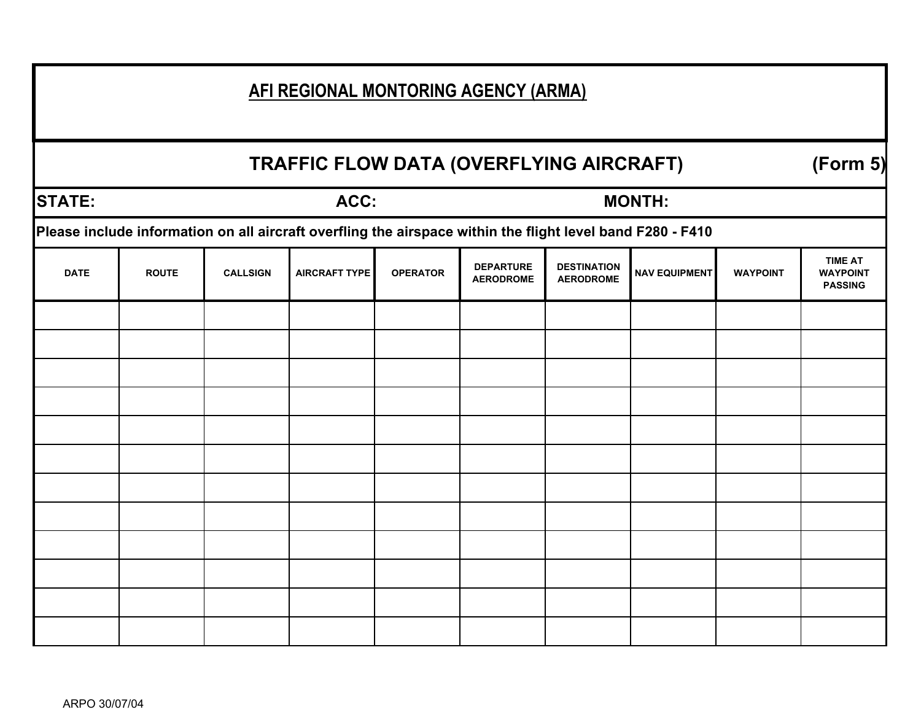# AFI REGIONAL MONTORING AGENCY (ARMA)

## TRAFFIC FLOW DATA (OVERFLYING AIRCRAFT) (Form 5)

**STATE:** **ACC:** **MONTH:**

**Please include information on all aircraft overfling the airspace within the flight level band F280 - F410**

| DATE | ROUTE | CALLSIGN | AIRCRAFT TYPE | OPERATOR | DEPARTURE AERODROME | DESTINATION AERODROME | NAV EQUIPMENT | WAYPOINT | TIME AT WAYPOINT PASSING |
|---|---|---|---|---|---|---|---|---|---|
| | | | | | | | | | |
| | | | | | | | | | |
| | | | | | | | | | |
| | | | | | | | | | |
| | | | | | | | | | |
| | | | | | | | | | |
| | | | | | | | | | |
| | | | | | | | | | |
| | | | | | | | | | |
| | | | | | | | | | |
| | | | | | | | | | |
| | | | | | | | | | |

ARPO 30/07/04